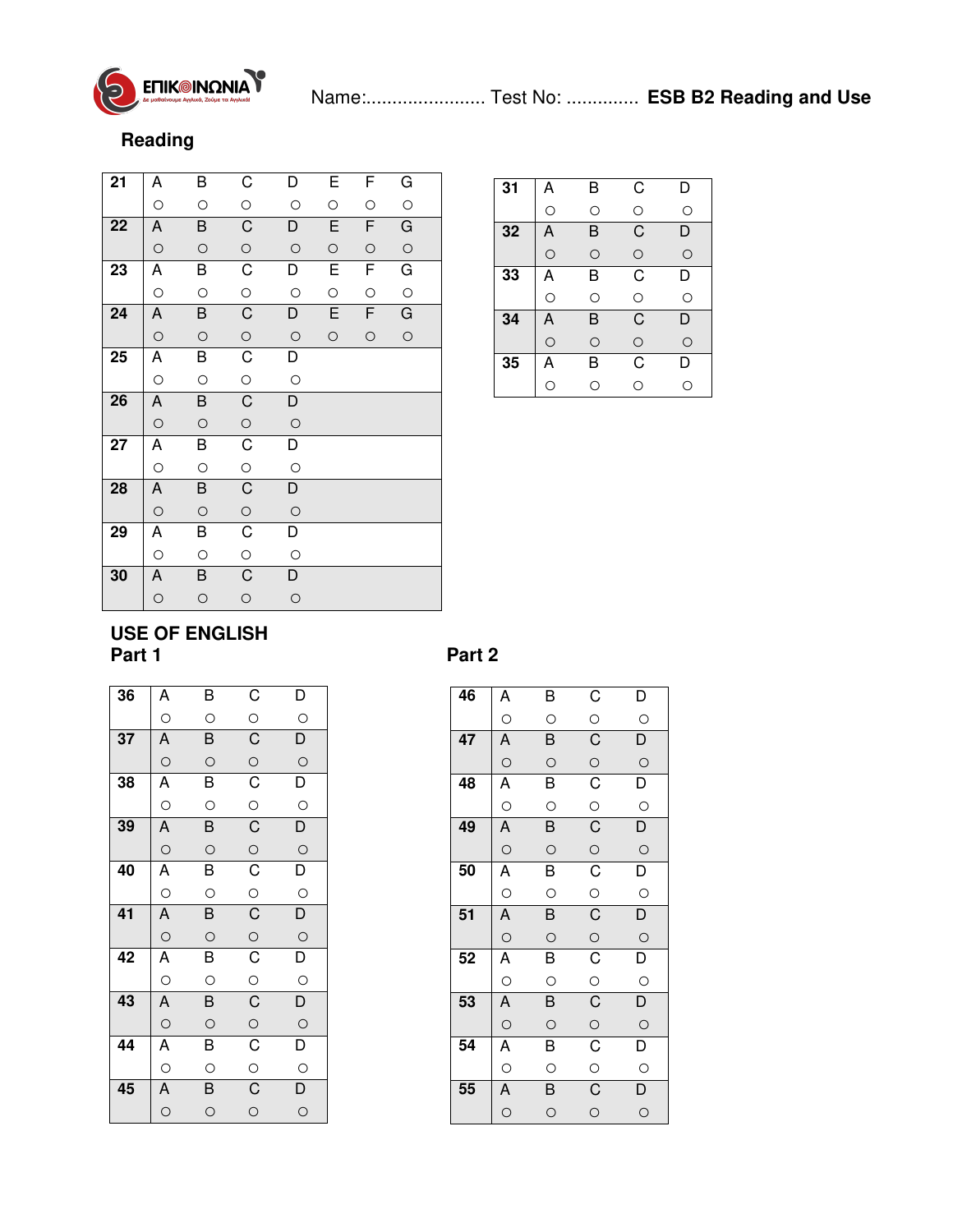Name:....................... Test No: ............. **ESB B2 Reading and Use**

## Reading

| | A | B | C | D | E | F | G |
|---|---|---|---|---|---|---|---|
| **21** | ○ | ○ | ○ | ○ | ○ | ○ | ○ |
| **22** | ○ | ○ | ○ | ○ | ○ | ○ | ○ |
| **23** | ○ | ○ | ○ | ○ | ○ | ○ | ○ |
| **24** | ○ | ○ | ○ | ○ | ○ | ○ | ○ |

| | A | B | C | D |
|---|---|---|---|---|
| **25** | ○ | ○ | ○ | ○ |
| **26** | ○ | ○ | ○ | ○ |
| **27** | ○ | ○ | ○ | ○ |
| **28** | ○ | ○ | ○ | ○ |
| **29** | ○ | ○ | ○ | ○ |
| **30** | ○ | ○ | ○ | ○ |

| | A | B | C | D |
|---|---|---|---|---|
| **31** | ○ | ○ | ○ | ○ |
| **32** | ○ | ○ | ○ | ○ |
| **33** | ○ | ○ | ○ | ○ |
| **34** | ○ | ○ | ○ | ○ |
| **35** | ○ | ○ | ○ | ○ |

## USE OF ENGLISH

### Part 1

| | A | B | C | D |
|---|---|---|---|---|
| **36** | ○ | ○ | ○ | ○ |
| **37** | ○ | ○ | ○ | ○ |
| **38** | ○ | ○ | ○ | ○ |
| **39** | ○ | ○ | ○ | ○ |
| **40** | ○ | ○ | ○ | ○ |
| **41** | ○ | ○ | ○ | ○ |
| **42** | ○ | ○ | ○ | ○ |
| **43** | ○ | ○ | ○ | ○ |
| **44** | ○ | ○ | ○ | ○ |
| **45** | ○ | ○ | ○ | ○ |

### Part 2

| | A | B | C | D |
|---|---|---|---|---|
| **46** | ○ | ○ | ○ | ○ |
| **47** | ○ | ○ | ○ | ○ |
| **48** | ○ | ○ | ○ | ○ |
| **49** | ○ | ○ | ○ | ○ |
| **50** | ○ | ○ | ○ | ○ |
| **51** | ○ | ○ | ○ | ○ |
| **52** | ○ | ○ | ○ | ○ |
| **53** | ○ | ○ | ○ | ○ |
| **54** | ○ | ○ | ○ | ○ |
| **55** | ○ | ○ | ○ | ○ |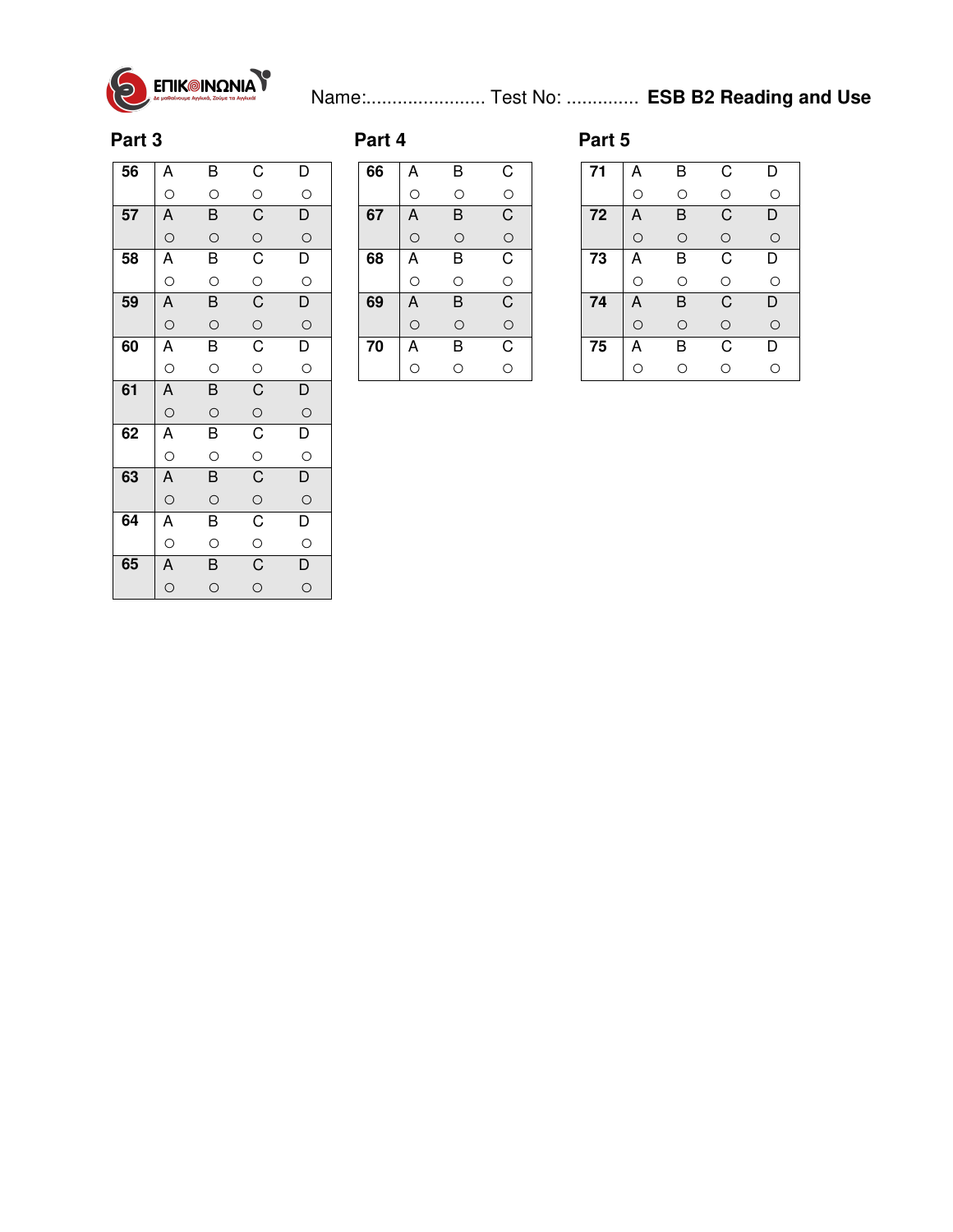Name:........................ Test No: .............. **ESB B2 Reading and Use**

## Part 3

| | | | | |
|---|---|---|---|---|
| **56** | A ○ | B ○ | C ○ | D ○ |
| **57** | A ○ | B ○ | C ○ | D ○ |
| **58** | A ○ | B ○ | C ○ | D ○ |
| **59** | A ○ | B ○ | C ○ | D ○ |
| **60** | A ○ | B ○ | C ○ | D ○ |
| **61** | A ○ | B ○ | C ○ | D ○ |
| **62** | A ○ | B ○ | C ○ | D ○ |
| **63** | A ○ | B ○ | C ○ | D ○ |
| **64** | A ○ | B ○ | C ○ | D ○ |
| **65** | A ○ | B ○ | C ○ | D ○ |

## Part 4

| | | | |
|---|---|---|---|
| **66** | A ○ | B ○ | C ○ |
| **67** | A ○ | B ○ | C ○ |
| **68** | A ○ | B ○ | C ○ |
| **69** | A ○ | B ○ | C ○ |
| **70** | A ○ | B ○ | C ○ |

## Part 5

| | | | | |
|---|---|---|---|---|
| **71** | A ○ | B ○ | C ○ | D ○ |
| **72** | A ○ | B ○ | C ○ | D ○ |
| **73** | A ○ | B ○ | C ○ | D ○ |
| **74** | A ○ | B ○ | C ○ | D ○ |
| **75** | A ○ | B ○ | C ○ | D ○ |